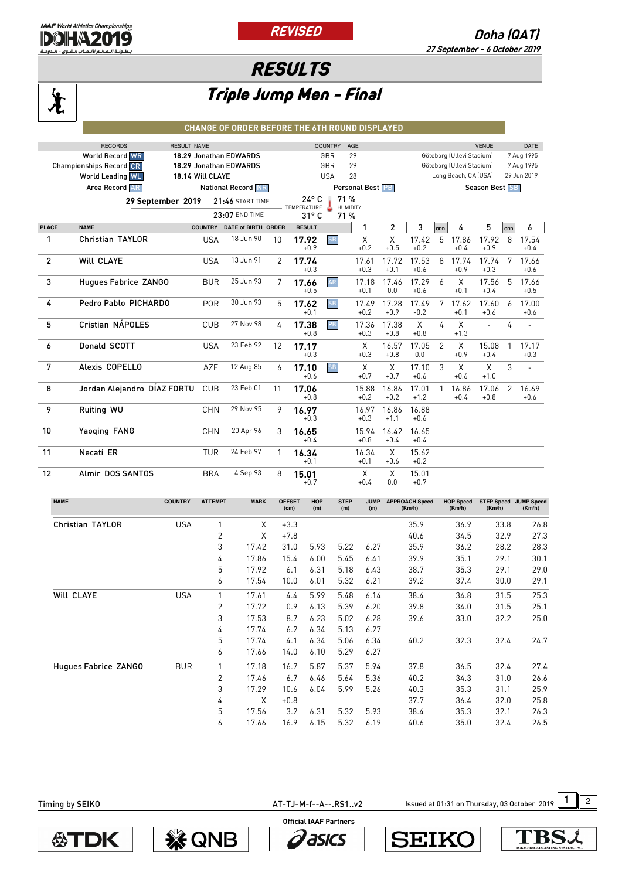IAAF World Athletics Championships DOHA 2019

**REVISED**

**Doha (QAT)**
27 September - 6 October 2019

# RESULTS

## Triple Jump Men - Final

**CHANGE OF ORDER BEFORE THE 6TH ROUND DISPLAYED**

| RECORDS | RESULT | NAME | COUNTRY | AGE | VENUE | DATE |
|---|---|---|---|---|---|---|
| World Record WR | 18.29 | Jonathan EDWARDS | GBR | 29 | Göteborg (Ullevi Stadium) | 7 Aug 1995 |
| Championships Record CR | 18.29 | Jonathan EDWARDS | GBR | 29 | Göteborg (Ullevi Stadium) | 7 Aug 1995 |
| World Leading WL | 18.14 | Will CLAYE | USA | 28 | Long Beach, CA (USA) | 29 Jun 2019 |

Area Record AR | National Record NR | Personal Best PB | Season Best SB

29 September 2019 — 21:46 START TIME, 23:07 END TIME — Temperature 24° C / 31° C — Humidity 71 % / 71 %

| PLACE | NAME | COUNTRY | DATE of BIRTH | ORDER | RESULT | | 1 | 2 | 3 | ORD. | 4 | 5 | ORD. | 6 |
|---|---|---|---|---|---|---|---|---|---|---|---|---|---|---|
| 1 | Christian TAYLOR | USA | 18 Jun 90 | 10 | 17.92 +0.9 | SB | X +0.2 | X +0.5 | 17.42 +0.2 | 5 | 17.86 +0.4 | 17.92 +0.9 | 8 | 17.54 +0.4 |
| 2 | Will CLAYE | USA | 13 Jun 91 | 2 | 17.74 +0.3 | | 17.61 +0.3 | 17.72 +0.1 | 17.53 +0.6 | 8 | 17.74 +0.9 | 17.74 +0.3 | 7 | 17.66 +0.6 |
| 3 | Hugues Fabrice ZANGO | BUR | 25 Jun 93 | 7 | 17.66 +0.5 | AR | 17.18 +0.1 | 17.46 0.0 | 17.29 +0.6 | 6 | X +0.1 | 17.56 +0.4 | 5 | 17.66 +0.5 |
| 4 | Pedro Pablo PICHARDO | POR | 30 Jun 93 | 5 | 17.62 +0.1 | SB | 17.49 +0.2 | 17.28 +0.9 | 17.49 -0.2 | 7 | 17.62 +0.1 | 17.60 +0.6 | 6 | 17.00 +0.6 |
| 5 | Cristian NÁPOLES | CUB | 27 Nov 98 | 4 | 17.38 +0.8 | PB | 17.36 +0.3 | 17.38 +0.8 | X +0.8 | 4 | X +1.3 | - | 4 | - |
| 6 | Donald SCOTT | USA | 23 Feb 92 | 12 | 17.17 +0.3 | | X +0.3 | 16.57 +0.8 | 17.05 0.0 | 2 | X +0.9 | 15.08 +0.4 | 1 | 17.17 +0.3 |
| 7 | Alexis COPELLO | AZE | 12 Aug 85 | 6 | 17.10 +0.6 | SB | X +0.7 | X +0.7 | 17.10 +0.6 | 3 | X +0.6 | X +1.0 | 3 | - |
| 8 | Jordan Alejandro DÍAZ FORTU | CUB | 23 Feb 01 | 11 | 17.06 +0.8 | | 15.88 +0.2 | 16.86 +0.2 | 17.01 +1.2 | 1 | 16.86 +0.4 | 17.06 +0.8 | 2 | 16.69 +0.6 |
| 9 | Ruiting WU | CHN | 29 Nov 95 | 9 | 16.97 +0.3 | | 16.97 +0.3 | 16.86 +1.1 | 16.88 +0.6 | | | | | |
| 10 | Yaoqing FANG | CHN | 20 Apr 96 | 3 | 16.65 +0.4 | | 15.94 +0.8 | 16.42 +0.4 | 16.65 +0.4 | | | | | |
| 11 | Necatí ER | TUR | 24 Feb 97 | 1 | 16.34 +0.1 | | 16.34 +0.1 | X +0.6 | 15.62 +0.2 | | | | | |
| 12 | Almir DOS SANTOS | BRA | 4 Sep 93 | 8 | 15.01 +0.7 | | X +0.4 | X 0.0 | 15.01 +0.7 | | | | | |

| NAME | COUNTRY | ATTEMPT | MARK | OFFSET (cm) | HOP (m) | STEP (m) | JUMP (m) | APPROACH Speed (Km/h) | HOP Speed (Km/h) | STEP Speed (Km/h) | JUMP Speed (Km/h) |
|---|---|---|---|---|---|---|---|---|---|---|---|
| Christian TAYLOR | USA | 1 | X | +3.3 | | | | 35.9 | 36.9 | 33.8 | 26.8 |
| | | 2 | X | +7.8 | | | | 40.6 | 34.5 | 32.9 | 27.3 |
| | | 3 | 17.42 | 31.0 | 5.93 | 5.22 | 6.27 | 35.9 | 36.2 | 28.2 | 28.3 |
| | | 4 | 17.86 | 15.4 | 6.00 | 5.45 | 6.41 | 39.9 | 35.1 | 29.1 | 30.1 |
| | | 5 | 17.92 | 6.1 | 6.31 | 5.18 | 6.43 | 38.7 | 35.3 | 29.1 | 29.0 |
| | | 6 | 17.54 | 10.0 | 6.01 | 5.32 | 6.21 | 39.2 | 37.4 | 30.0 | 29.1 |
| Will CLAYE | USA | 1 | 17.61 | 4.4 | 5.99 | 5.48 | 6.14 | 38.4 | 34.8 | 31.5 | 25.3 |
| | | 2 | 17.72 | 0.9 | 6.13 | 5.39 | 6.20 | 39.8 | 34.0 | 31.5 | 25.1 |
| | | 3 | 17.53 | 8.7 | 6.23 | 5.02 | 6.28 | 39.6 | 33.0 | 32.2 | 25.0 |
| | | 4 | 17.74 | 6.2 | 6.34 | 5.13 | 6.27 | | | | |
| | | 5 | 17.74 | 4.1 | 6.34 | 5.06 | 6.34 | 40.2 | 32.3 | 32.4 | 24.7 |
| | | 6 | 17.66 | 14.0 | 6.10 | 5.29 | 6.27 | | | | |
| Hugues Fabrice ZANGO | BUR | 1 | 17.18 | 16.7 | 5.87 | 5.37 | 5.94 | 37.8 | 36.5 | 32.4 | 27.4 |
| | | 2 | 17.46 | 6.7 | 6.46 | 5.64 | 5.36 | 40.2 | 34.3 | 31.0 | 26.6 |
| | | 3 | 17.29 | 10.6 | 6.04 | 5.99 | 5.26 | 40.3 | 35.3 | 31.1 | 25.9 |
| | | 4 | X | +0.8 | | | | 37.7 | 36.4 | 32.0 | 25.8 |
| | | 5 | 17.56 | 3.2 | 6.31 | 5.32 | 5.93 | 38.4 | 35.3 | 32.1 | 26.3 |
| | | 6 | 17.66 | 16.9 | 6.15 | 5.32 | 6.19 | 40.6 | 35.0 | 32.4 | 26.5 |

Timing by SEIKO — AT-TJ-M-f--A--.RS1..v2 — Issued at 01:31 on Thursday, 03 October 2019

Official IAAF Partners: TDK, QNB, asics, SEIKO, TBS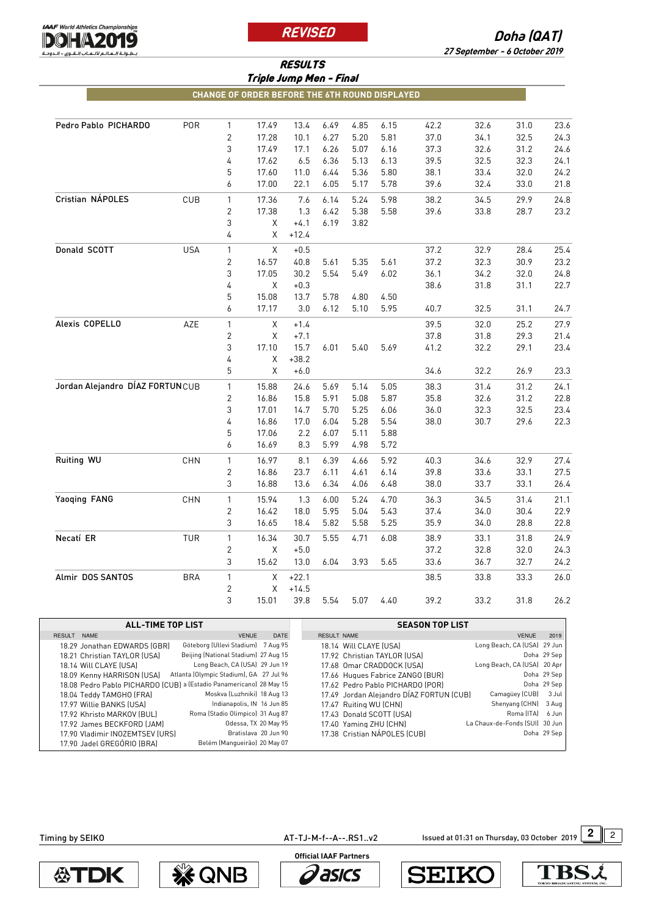**REVISED**

# RESULTS

## Triple Jump Men - Final

**CHANGE OF ORDER BEFORE THE 6TH ROUND DISPLAYED**

| | | | | | | | | | | | |
|---|---|---|---|---|---|---|---|---|---|---|---|
| Pedro Pablo PICHARDO | POR | 1 | 17.49 | 13.4 | 6.49 | 4.85 | 6.15 | 42.2 | 32.6 | 31.0 | 23.6 |
| | | 2 | 17.28 | 10.1 | 6.27 | 5.20 | 5.81 | 37.0 | 34.1 | 32.5 | 24.3 |
| | | 3 | 17.49 | 17.1 | 6.26 | 5.07 | 6.16 | 37.3 | 32.6 | 31.2 | 24.6 |
| | | 4 | 17.62 | 6.5 | 6.36 | 5.13 | 6.13 | 39.5 | 32.5 | 32.3 | 24.1 |
| | | 5 | 17.60 | 11.0 | 6.44 | 5.36 | 5.80 | 38.1 | 33.4 | 32.0 | 24.2 |
| | | 6 | 17.00 | 22.1 | 6.05 | 5.17 | 5.78 | 39.6 | 32.4 | 33.0 | 21.8 |
| Cristian NÁPOLES | CUB | 1 | 17.36 | 7.6 | 6.14 | 5.24 | 5.98 | 38.2 | 34.5 | 29.9 | 24.8 |
| | | 2 | 17.38 | 1.3 | 6.42 | 5.38 | 5.58 | 39.6 | 33.8 | 28.7 | 23.2 |
| | | 3 | X | +4.1 | 6.19 | 3.82 | | | | | |
| | | 4 | X | +12.4 | | | | | | | |
| Donald SCOTT | USA | 1 | X | +0.5 | | | | 37.2 | 32.9 | 28.4 | 25.4 |
| | | 2 | 16.57 | 40.8 | 5.61 | 5.35 | 5.61 | 37.2 | 32.3 | 30.9 | 23.2 |
| | | 3 | 17.05 | 30.2 | 5.54 | 5.49 | 6.02 | 36.1 | 34.2 | 32.0 | 24.8 |
| | | 4 | X | +0.3 | | | | 38.6 | 31.8 | 31.1 | 22.7 |
| | | 5 | 15.08 | 13.7 | 5.78 | 4.80 | 4.50 | | | | |
| | | 6 | 17.17 | 3.0 | 6.12 | 5.10 | 5.95 | 40.7 | 32.5 | 31.1 | 24.7 |
| Alexis COPELLO | AZE | 1 | X | +1.4 | | | | 39.5 | 32.0 | 25.2 | 27.9 |
| | | 2 | X | +7.1 | | | | 37.8 | 31.8 | 29.3 | 21.4 |
| | | 3 | 17.10 | 15.7 | 6.01 | 5.40 | 5.69 | 41.2 | 32.2 | 29.1 | 23.4 |
| | | 4 | X | +38.2 | | | | | | | |
| | | 5 | X | +6.0 | | | | 34.6 | 32.2 | 26.9 | 23.3 |
| Jordan Alejandro DÍAZ FORTUN | CUB | 1 | 15.88 | 24.6 | 5.69 | 5.14 | 5.05 | 38.3 | 31.4 | 31.2 | 24.1 |
| | | 2 | 16.86 | 15.8 | 5.91 | 5.08 | 5.87 | 35.8 | 32.6 | 31.2 | 22.8 |
| | | 3 | 17.01 | 14.7 | 5.70 | 5.25 | 6.06 | 36.0 | 32.3 | 32.5 | 23.4 |
| | | 4 | 16.86 | 17.0 | 6.04 | 5.28 | 5.54 | 38.0 | 30.7 | 29.6 | 22.3 |
| | | 5 | 17.06 | 2.2 | 6.07 | 5.11 | 5.88 | | | | |
| | | 6 | 16.69 | 8.3 | 5.99 | 4.98 | 5.72 | | | | |
| Ruiting WU | CHN | 1 | 16.97 | 8.1 | 6.39 | 4.66 | 5.92 | 40.3 | 34.6 | 32.9 | 27.4 |
| | | 2 | 16.86 | 23.7 | 6.11 | 4.61 | 6.14 | 39.8 | 33.6 | 33.1 | 27.5 |
| | | 3 | 16.88 | 13.6 | 6.34 | 4.06 | 6.48 | 38.0 | 33.7 | 33.1 | 26.4 |
| Yaoqing FANG | CHN | 1 | 15.94 | 1.3 | 6.00 | 5.24 | 4.70 | 36.3 | 34.5 | 31.4 | 21.1 |
| | | 2 | 16.42 | 18.0 | 5.95 | 5.04 | 5.43 | 37.4 | 34.0 | 30.4 | 22.9 |
| | | 3 | 16.65 | 18.4 | 5.82 | 5.58 | 5.25 | 35.9 | 34.0 | 28.8 | 22.8 |
| Necati ER | TUR | 1 | 16.34 | 30.7 | 5.55 | 4.71 | 6.08 | 38.9 | 33.1 | 31.8 | 24.9 |
| | | 2 | X | +5.0 | | | | 37.2 | 32.8 | 32.0 | 24.3 |
| | | 3 | 15.62 | 13.0 | 6.04 | 3.93 | 5.65 | 33.6 | 36.7 | 32.7 | 24.2 |
| Almir DOS SANTOS | BRA | 1 | X | +22.1 | | | | 38.5 | 33.8 | 33.3 | 26.0 |
| | | 2 | X | +14.5 | | | | | | | |
| | | 3 | 15.01 | 39.8 | 5.54 | 5.07 | 4.40 | 39.2 | 33.2 | 31.8 | 26.2 |

### ALL-TIME TOP LIST

| RESULT | NAME | VENUE | DATE |
|---|---|---|---|
| 18.29 | Jonathan EDWARDS (GBR) | Göteborg (Ullevi Stadium) | 7 Aug 95 |
| 18.21 | Christian TAYLOR (USA) | Beijing (National Stadium) | 27 Aug 15 |
| 18.14 | Will CLAYE (USA) | Long Beach, CA (USA) | 29 Jun 19 |
| 18.09 | Kenny HARRISON (USA) | Atlanta (Olympic Stadium), GA | 27 Jul 96 |
| 18.08 | Pedro Pablo PICHARDO (CUB) | a (Estadio Panamericano) | 28 May 15 |
| 18.04 | Teddy TAMGHO (FRA) | Moskva (Luzhniki) | 18 Aug 13 |
| 17.97 | Willie BANKS (USA) | Indianapolis, IN | 16 Jun 85 |
| 17.92 | Khristo MARKOV (BUL) | Roma (Stadio Olimpico) | 31 Aug 87 |
| 17.92 | James BECKFORD (JAM) | Odessa, TX | 20 May 95 |
| 17.90 | Vladimir INOZEMTSEV (URS) | Bratislava | 20 Jun 90 |
| 17.90 | Jadel GREGÓRIO (BRA) | Belém (Mangueirão) | 20 May 07 |

### SEASON TOP LIST

| RESULT | NAME | VENUE | 2019 |
|---|---|---|---|
| 18.14 | Will CLAYE (USA) | Long Beach, CA (USA) | 29 Jun |
| 17.92 | Christian TAYLOR (USA) | Doha | 29 Sep |
| 17.68 | Omar CRADDOCK (USA) | Long Beach, CA (USA) | 20 Apr |
| 17.66 | Hugues Fabrice ZANGO (BUR) | Doha | 29 Sep |
| 17.62 | Pedro Pablo PICHARDO (POR) | Doha | 29 Sep |
| 17.49 | Jordan Alejandro DÍAZ FORTUN (CUB) | Camagüey (CUB) | 3 Jul |
| 17.47 | Ruiting WU (CHN) | Shenyang (CHN) | 3 Aug |
| 17.43 | Donald SCOTT (USA) | Roma (ITA) | 6 Jun |
| 17.40 | Yaming ZHU (CHN) | La Chaux-de-Fonds (SUI) | 30 Jun |
| 17.38 | Cristian NÁPOLES (CUB) | Doha | 29 Sep |

Timing by SEIKO

AT-TJ-M-f--A--.RS1..v2

Issued at 01:31 on Thursday, 03 October 2019

Official IAAF Partners